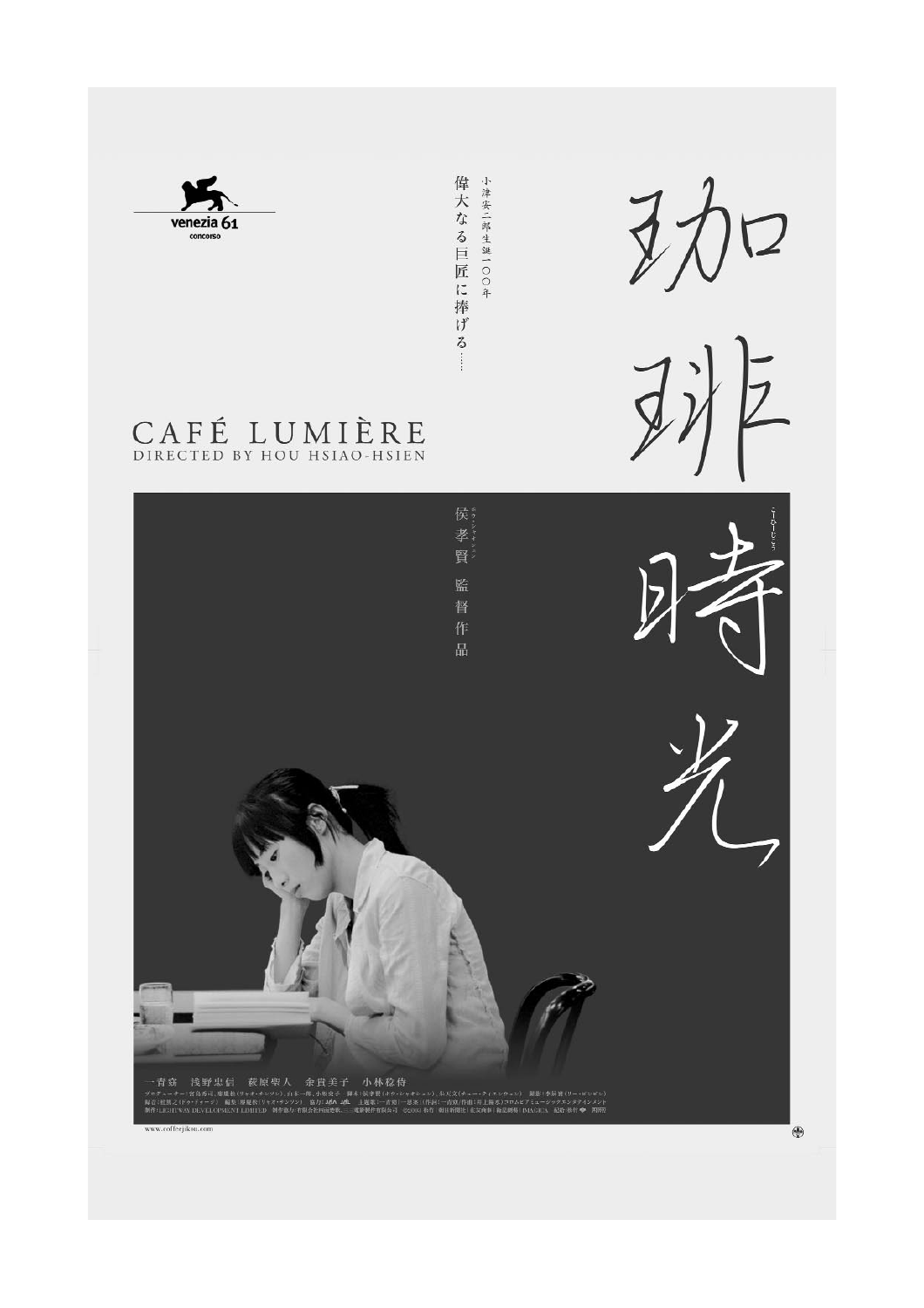venezia 61
concorso

小津安二郎生誕一〇〇年

偉大なる巨匠に捧げる……

# 珈琲時光

こーひーじこう

CAFÉ LUMIÈRE
DIRECTED BY HOU HSIAO-HSIEN

侯孝賢 監督作品

一青窈　浅野忠信　萩原聖人　余貴美子　小林稔侍

www.coffeejikou.com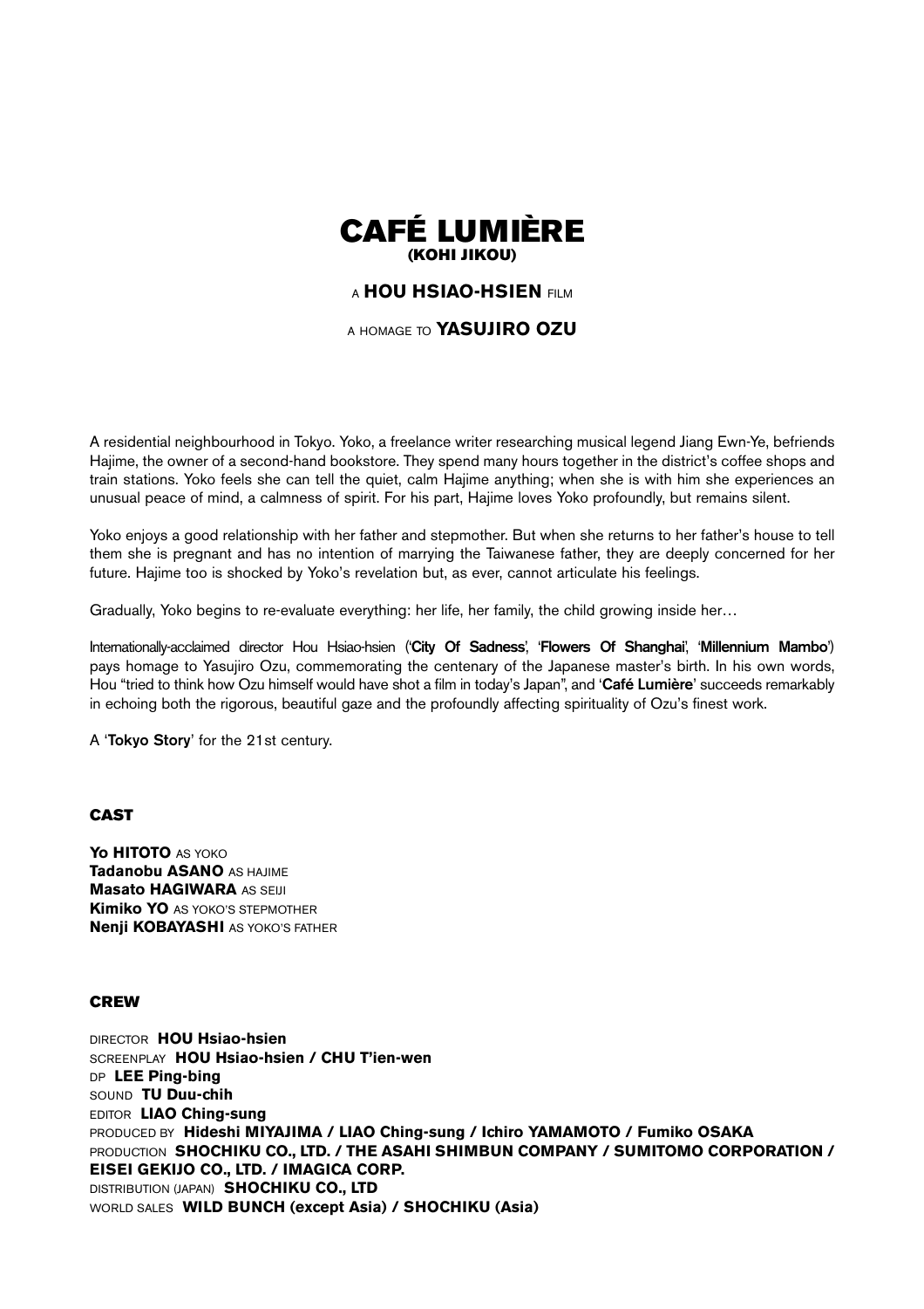# CAFÉ LUMIÈRE

## (KOHI JIKOU)

A **HOU HSIAO-HSIEN** FILM

A HOMAGE TO **YASUJIRO OZU**

A residential neighbourhood in Tokyo. Yoko, a freelance writer researching musical legend Jiang Ewn-Ye, befriends Hajime, the owner of a second-hand bookstore. They spend many hours together in the district's coffee shops and train stations. Yoko feels she can tell the quiet, calm Hajime anything; when she is with him she experiences an unusual peace of mind, a calmness of spirit. For his part, Hajime loves Yoko profoundly, but remains silent.

Yoko enjoys a good relationship with her father and stepmother. But when she returns to her father's house to tell them she is pregnant and has no intention of marrying the Taiwanese father, they are deeply concerned for her future. Hajime too is shocked by Yoko's revelation but, as ever, cannot articulate his feelings.

Gradually, Yoko begins to re-evaluate everything: her life, her family, the child growing inside her…

Internationally-acclaimed director Hou Hsiao-hsien ('**City Of Sadness**', '**Flowers Of Shanghai**', '**Millennium Mambo**') pays homage to Yasujiro Ozu, commemorating the centenary of the Japanese master's birth. In his own words, Hou "tried to think how Ozu himself would have shot a film in today's Japan", and '**Café Lumière**' succeeds remarkably in echoing both the rigorous, beautiful gaze and the profoundly affecting spirituality of Ozu's finest work.

A '**Tokyo Story**' for the 21st century.

### CAST

**Yo HITOTO** AS YOKO
**Tadanobu ASANO** AS HAJIME
**Masato HAGIWARA** AS SEIJI
**Kimiko YO** AS YOKO'S STEPMOTHER
**Nenji KOBAYASHI** AS YOKO'S FATHER

### CREW

DIRECTOR **HOU Hsiao-hsien**
SCREENPLAY **HOU Hsiao-hsien / CHU T'ien-wen**
DP **LEE Ping-bing**
SOUND **TU Duu-chih**
EDITOR **LIAO Ching-sung**
PRODUCED BY **Hideshi MIYAJIMA / LIAO Ching-sung / Ichiro YAMAMOTO / Fumiko OSAKA**
PRODUCTION **SHOCHIKU CO., LTD. / THE ASAHI SHIMBUN COMPANY / SUMITOMO CORPORATION / EISEI GEKIJO CO., LTD. / IMAGICA CORP.**
DISTRIBUTION (JAPAN) **SHOCHIKU CO., LTD**
WORLD SALES **WILD BUNCH (except Asia) / SHOCHIKU (Asia)**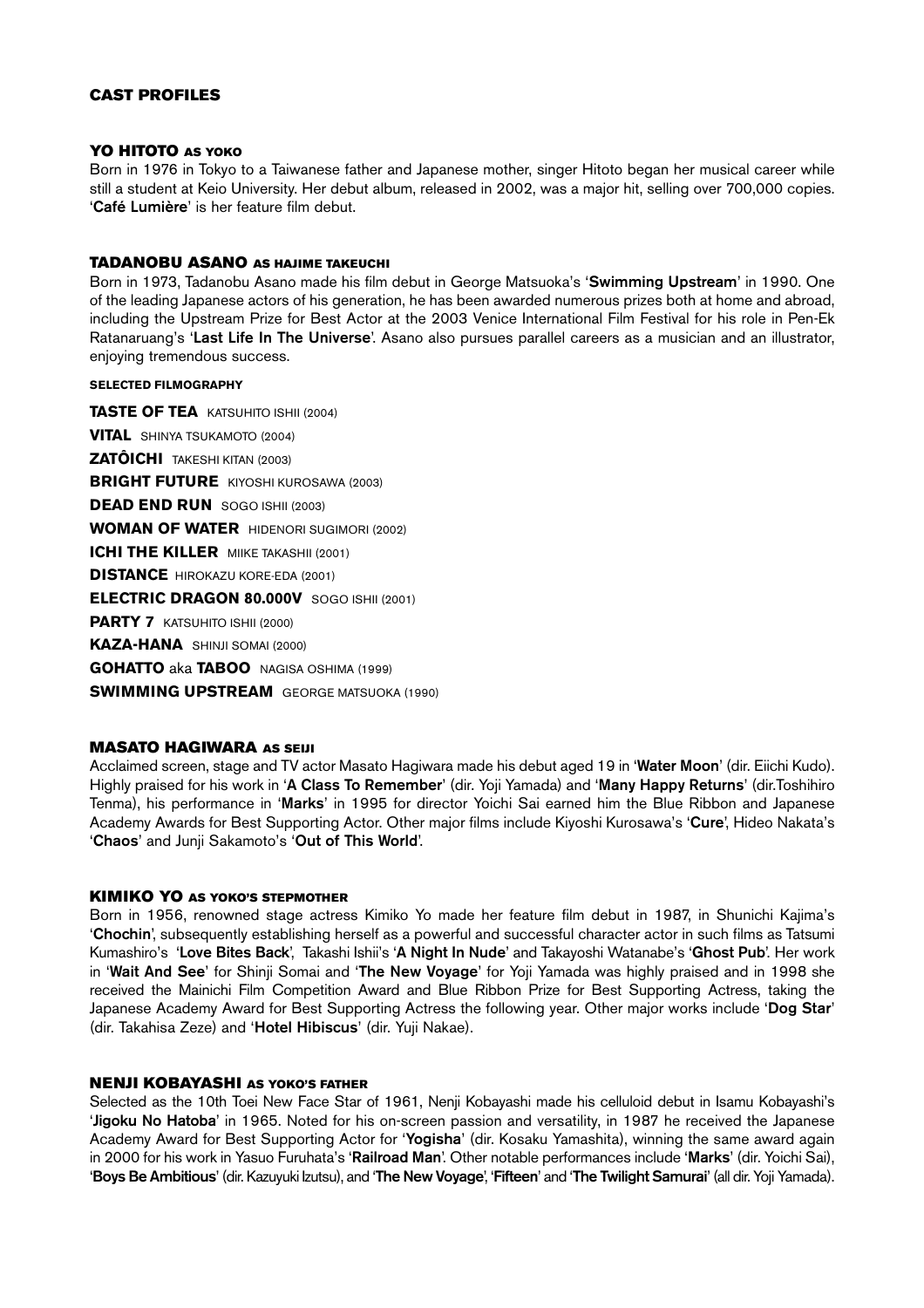## CAST PROFILES

### YO HITOTO AS YOKO

Born in 1976 in Tokyo to a Taiwanese father and Japanese mother, singer Hitoto began her musical career while still a student at Keio University. Her debut album, released in 2002, was a major hit, selling over 700,000 copies. '**Café Lumière**' is her feature film debut.

### TADANOBU ASANO AS HAJIME TAKEUCHI

Born in 1973, Tadanobu Asano made his film debut in George Matsuoka's '**Swimming Upstream**' in 1990. One of the leading Japanese actors of his generation, he has been awarded numerous prizes both at home and abroad, including the Upstream Prize for Best Actor at the 2003 Venice International Film Festival for his role in Pen-Ek Ratanaruang's '**Last Life In The Universe**'. Asano also pursues parallel careers as a musician and an illustrator, enjoying tremendous success.

#### SELECTED FILMOGRAPHY

**TASTE OF TEA** KATSUHITO ISHII (2004)

**VITAL** SHINYA TSUKAMOTO (2004)

**ZATÔICHI** TAKESHI KITAN (2003)

**BRIGHT FUTURE** KIYOSHI KUROSAWA (2003)

**DEAD END RUN** SOGO ISHII (2003)

**WOMAN OF WATER** HIDENORI SUGIMORI (2002)

**ICHI THE KILLER** MIIKE TAKASHII (2001)

**DISTANCE** HIROKAZU KORE-EDA (2001)

**ELECTRIC DRAGON 80.000V** SOGO ISHII (2001)

**PARTY 7** KATSUHITO ISHII (2000)

**KAZA-HANA** SHINJI SOMAI (2000)

**GOHATTO** aka **TABOO** NAGISA OSHIMA (1999)

**SWIMMING UPSTREAM** GEORGE MATSUOKA (1990)

### MASATO HAGIWARA AS SEIJI

Acclaimed screen, stage and TV actor Masato Hagiwara made his debut aged 19 in '**Water Moon**' (dir. Eiichi Kudo). Highly praised for his work in '**A Class To Remember**' (dir. Yoji Yamada) and '**Many Happy Returns**' (dir.Toshihiro Tenma), his performance in '**Marks**' in 1995 for director Yoichi Sai earned him the Blue Ribbon and Japanese Academy Awards for Best Supporting Actor. Other major films include Kiyoshi Kurosawa's '**Cure**', Hideo Nakata's '**Chaos**' and Junji Sakamoto's '**Out of This World**'.

### KIMIKO YO AS YOKO'S STEPMOTHER

Born in 1956, renowned stage actress Kimiko Yo made her feature film debut in 1987, in Shunichi Kajima's '**Chochin**', subsequently establishing herself as a powerful and successful character actor in such films as Tatsumi Kumashiro's '**Love Bites Back**', Takashi Ishii's '**A Night In Nude**' and Takayoshi Watanabe's '**Ghost Pub**'. Her work in '**Wait And See**' for Shinji Somai and '**The New Voyage**' for Yoji Yamada was highly praised and in 1998 she received the Mainichi Film Competition Award and Blue Ribbon Prize for Best Supporting Actress, taking the Japanese Academy Award for Best Supporting Actress the following year. Other major works include '**Dog Star**' (dir. Takahisa Zeze) and '**Hotel Hibiscus**' (dir. Yuji Nakae).

### NENJI KOBAYASHI AS YOKO'S FATHER

Selected as the 10th Toei New Face Star of 1961, Nenji Kobayashi made his celluloid debut in Isamu Kobayashi's '**Jigoku No Hatoba**' in 1965. Noted for his on-screen passion and versatility, in 1987 he received the Japanese Academy Award for Best Supporting Actor for '**Yogisha**' (dir. Kosaku Yamashita), winning the same award again in 2000 for his work in Yasuo Furuhata's '**Railroad Man**'. Other notable performances include '**Marks**' (dir. Yoichi Sai), '**Boys Be Ambitious**' (dir. Kazuyuki Izutsu), and '**The New Voyage**', '**Fifteen**' and '**The Twilight Samurai**' (all dir. Yoji Yamada).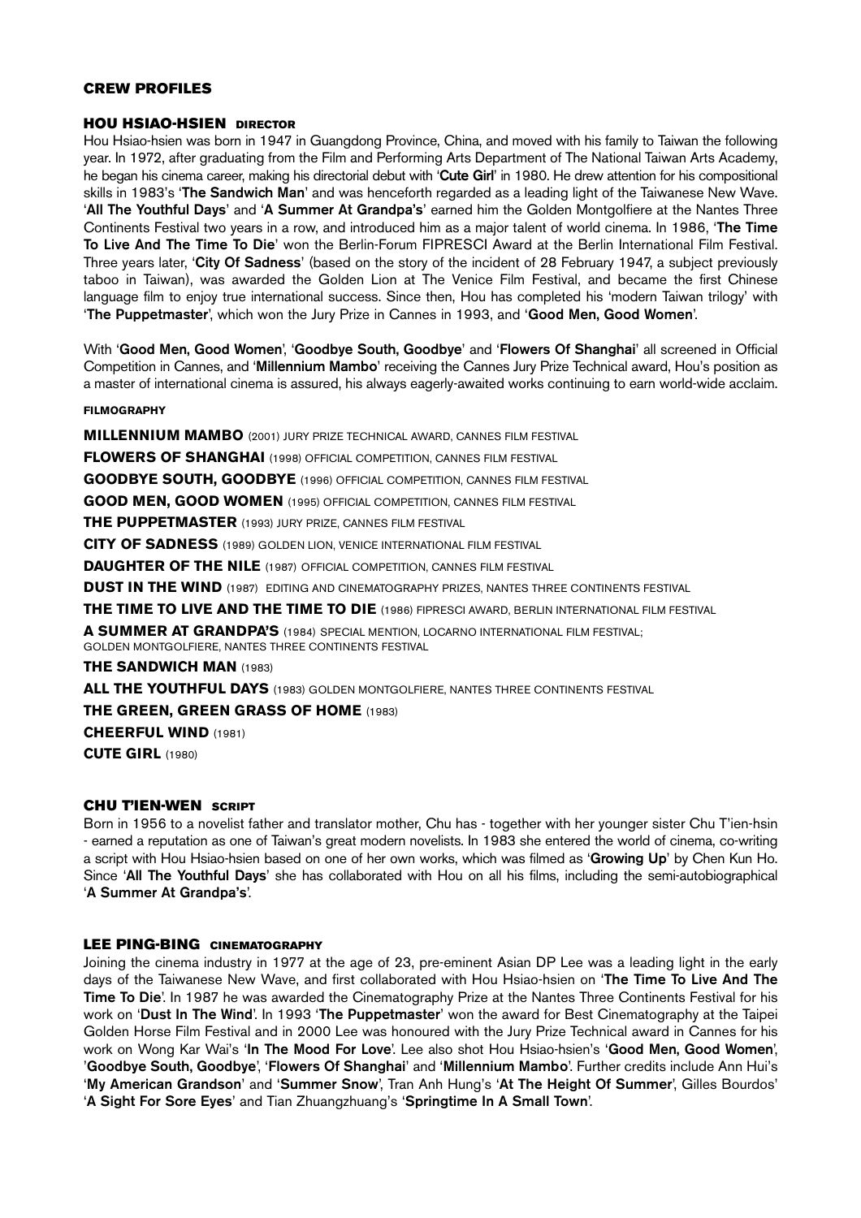## CREW PROFILES

### HOU HSIAO-HSIEN DIRECTOR

Hou Hsiao-hsien was born in 1947 in Guangdong Province, China, and moved with his family to Taiwan the following year. In 1972, after graduating from the Film and Performing Arts Department of The National Taiwan Arts Academy, he began his cinema career, making his directorial debut with '**Cute Girl**' in 1980. He drew attention for his compositional skills in 1983's '**The Sandwich Man**' and was henceforth regarded as a leading light of the Taiwanese New Wave. '**All The Youthful Days**' and '**A Summer At Grandpa's**' earned him the Golden Montgolfiere at the Nantes Three Continents Festival two years in a row, and introduced him as a major talent of world cinema. In 1986, '**The Time To Live And The Time To Die**' won the Berlin-Forum FIPRESCI Award at the Berlin International Film Festival. Three years later, '**City Of Sadness**' (based on the story of the incident of 28 February 1947, a subject previously taboo in Taiwan), was awarded the Golden Lion at The Venice Film Festival, and became the first Chinese language film to enjoy true international success. Since then, Hou has completed his 'modern Taiwan trilogy' with '**The Puppetmaster**', which won the Jury Prize in Cannes in 1993, and '**Good Men, Good Women**'.

With '**Good Men, Good Women**', '**Goodbye South, Goodbye**' and '**Flowers Of Shanghai**' all screened in Official Competition in Cannes, and '**Millennium Mambo**' receiving the Cannes Jury Prize Technical award, Hou's position as a master of international cinema is assured, his always eagerly-awaited works continuing to earn world-wide acclaim.

#### FILMOGRAPHY

**MILLENNIUM MAMBO** (2001) JURY PRIZE TECHNICAL AWARD, CANNES FILM FESTIVAL

**FLOWERS OF SHANGHAI** (1998) OFFICIAL COMPETITION, CANNES FILM FESTIVAL

**GOODBYE SOUTH, GOODBYE** (1996) OFFICIAL COMPETITION, CANNES FILM FESTIVAL

**GOOD MEN, GOOD WOMEN** (1995) OFFICIAL COMPETITION, CANNES FILM FESTIVAL

**THE PUPPETMASTER** (1993) JURY PRIZE, CANNES FILM FESTIVAL

**CITY OF SADNESS** (1989) GOLDEN LION, VENICE INTERNATIONAL FILM FESTIVAL

**DAUGHTER OF THE NILE** (1987) OFFICIAL COMPETITION, CANNES FILM FESTIVAL

**DUST IN THE WIND** (1987) EDITING AND CINEMATOGRAPHY PRIZES, NANTES THREE CONTINENTS FESTIVAL

**THE TIME TO LIVE AND THE TIME TO DIE** (1986) FIPRESCI AWARD, BERLIN INTERNATIONAL FILM FESTIVAL

**A SUMMER AT GRANDPA'S** (1984) SPECIAL MENTION, LOCARNO INTERNATIONAL FILM FESTIVAL; GOLDEN MONTGOLFIERE, NANTES THREE CONTINENTS FESTIVAL

**THE SANDWICH MAN** (1983)

**ALL THE YOUTHFUL DAYS** (1983) GOLDEN MONTGOLFIERE, NANTES THREE CONTINENTS FESTIVAL

**THE GREEN, GREEN GRASS OF HOME** (1983)

**CHEERFUL WIND** (1981)

**CUTE GIRL** (1980)

### CHU T'IEN-WEN SCRIPT

Born in 1956 to a novelist father and translator mother, Chu has - together with her younger sister Chu T'ien-hsin - earned a reputation as one of Taiwan's great modern novelists. In 1983 she entered the world of cinema, co-writing a script with Hou Hsiao-hsien based on one of her own works, which was filmed as '**Growing Up**' by Chen Kun Ho. Since '**All The Youthful Days**' she has collaborated with Hou on all his films, including the semi-autobiographical '**A Summer At Grandpa's**'.

### LEE PING-BING CINEMATOGRAPHY

Joining the cinema industry in 1977 at the age of 23, pre-eminent Asian DP Lee was a leading light in the early days of the Taiwanese New Wave, and first collaborated with Hou Hsiao-hsien on '**The Time To Live And The Time To Die**'. In 1987 he was awarded the Cinematography Prize at the Nantes Three Continents Festival for his work on '**Dust In The Wind**'. In 1993 '**The Puppetmaster**' won the award for Best Cinematography at the Taipei Golden Horse Film Festival and in 2000 Lee was honoured with the Jury Prize Technical award in Cannes for his work on Wong Kar Wai's '**In The Mood For Love**'. Lee also shot Hou Hsiao-hsien's '**Good Men, Good Women**', '**Goodbye South, Goodbye**', '**Flowers Of Shanghai**' and '**Millennium Mambo**'. Further credits include Ann Hui's '**My American Grandson**' and '**Summer Snow**', Tran Anh Hung's '**At The Height Of Summer**', Gilles Bourdos' '**A Sight For Sore Eyes**' and Tian Zhuangzhuang's '**Springtime In A Small Town**'.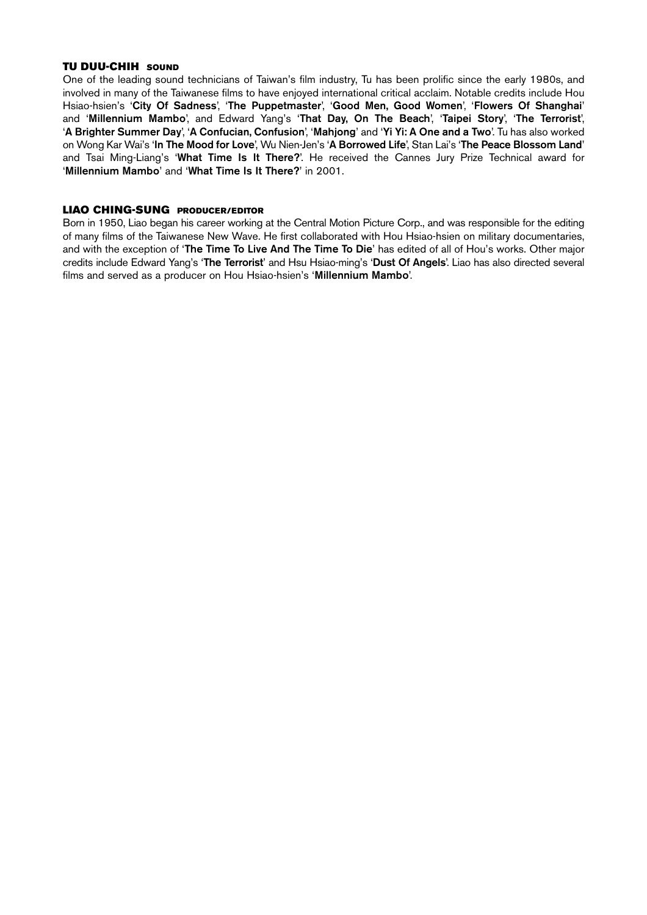### TU DUU-CHIH **SOUND**

One of the leading sound technicians of Taiwan's film industry, Tu has been prolific since the early 1980s, and involved in many of the Taiwanese films to have enjoyed international critical acclaim. Notable credits include Hou Hsiao-hsien's '**City Of Sadness**', '**The Puppetmaster**', '**Good Men, Good Women**', '**Flowers Of Shanghai**' and '**Millennium Mambo**', and Edward Yang's '**That Day, On The Beach**', '**Taipei Story**', '**The Terrorist**', '**A Brighter Summer Day**', '**A Confucian, Confusion**', '**Mahjong**' and '**Yi Yi: A One and a Two**'. Tu has also worked on Wong Kar Wai's '**In The Mood for Love**', Wu Nien-Jen's '**A Borrowed Life**', Stan Lai's '**The Peace Blossom Land**' and Tsai Ming-Liang's '**What Time Is It There?**'. He received the Cannes Jury Prize Technical award for '**Millennium Mambo**' and '**What Time Is It There?**' in 2001.

### LIAO CHING-SUNG **PRODUCER/EDITOR**

Born in 1950, Liao began his career working at the Central Motion Picture Corp., and was responsible for the editing of many films of the Taiwanese New Wave. He first collaborated with Hou Hsiao-hsien on military documentaries, and with the exception of '**The Time To Live And The Time To Die**' has edited of all of Hou's works. Other major credits include Edward Yang's '**The Terrorist**' and Hsu Hsiao-ming's '**Dust Of Angels**'. Liao has also directed several films and served as a producer on Hou Hsiao-hsien's '**Millennium Mambo**'.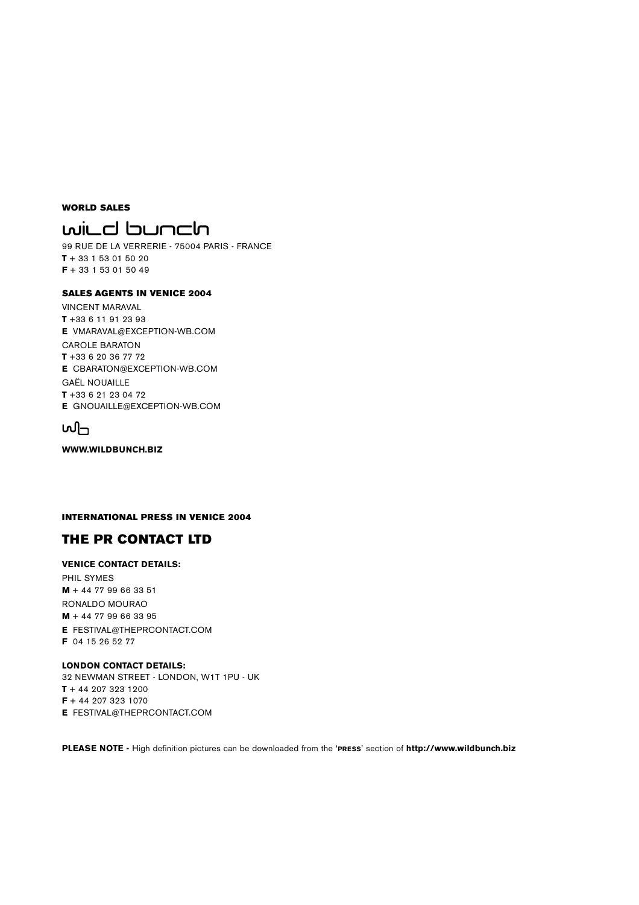**WORLD SALES**

wild bunch

99 RUE DE LA VERRERIE - 75004 PARIS - FRANCE
**T** + 33 1 53 01 50 20
**F** + 33 1 53 01 50 49

**SALES AGENTS IN VENICE 2004**

VINCENT MARAVAL
**T** +33 6 11 91 23 93
**E** VMARAVAL@EXCEPTION-WB.COM

CAROLE BARATON
**T** +33 6 20 36 77 72
**E** CBARATON@EXCEPTION-WB.COM

GAËL NOUAILLE
**T** +33 6 21 23 04 72
**E** GNOUAILLE@EXCEPTION-WB.COM

wb

**WWW.WILDBUNCH.BIZ**

**INTERNATIONAL PRESS IN VENICE 2004**

## THE PR CONTACT LTD

**VENICE CONTACT DETAILS:**

PHIL SYMES
**M** + 44 77 99 66 33 51

RONALDO MOURAO
**M** + 44 77 99 66 33 95

**E** FESTIVAL@THEPRCONTACT.COM
**F** 04 15 26 52 77

**LONDON CONTACT DETAILS:**

32 NEWMAN STREET - LONDON, W1T 1PU - UK
**T** + 44 207 323 1200
**F** + 44 207 323 1070
**E** FESTIVAL@THEPRCONTACT.COM

**PLEASE NOTE -** High definition pictures can be downloaded from the '**PRESS**' section of **http://www.wildbunch.biz**